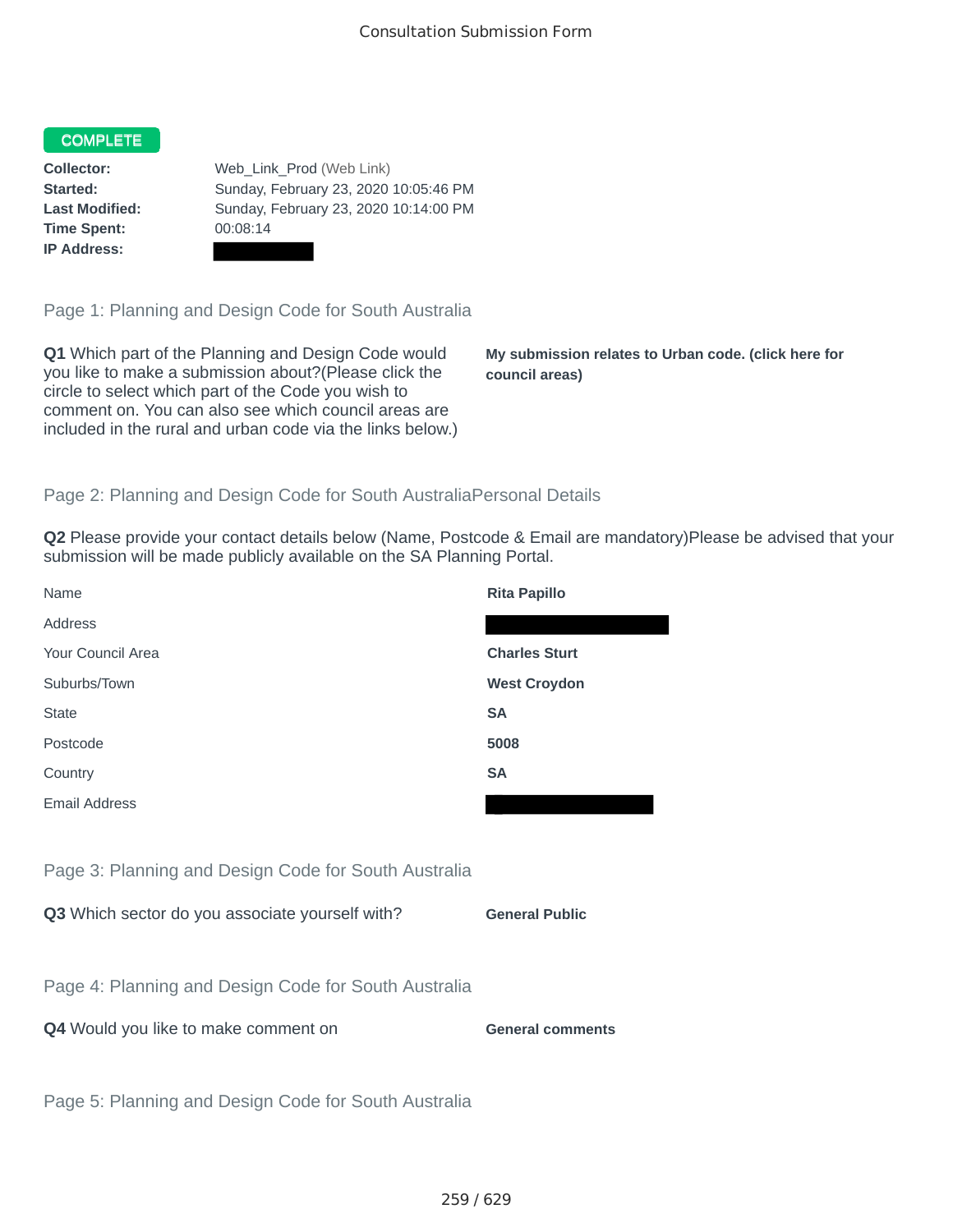# Consultation Submission Form

**COMPLETE**

| | |
|---|---|
| **Collector:** | Web_Link_Prod (Web Link) |
| **Started:** | Sunday, February 23, 2020 10:05:46 PM |
| **Last Modified:** | Sunday, February 23, 2020 10:14:00 PM |
| **Time Spent:** | 00:08:14 |
| **IP Address:** | |

## Page 1: Planning and Design Code for South Australia

**Q1** Which part of the Planning and Design Code would you like to make a submission about?(Please click the circle to select which part of the Code you wish to comment on. You can also see which council areas are included in the rural and urban code via the links below.)

**My submission relates to Urban code. (click here for council areas)**

## Page 2: Planning and Design Code for South AustraliaPersonal Details

**Q2** Please provide your contact details below (Name, Postcode & Email are mandatory)Please be advised that your submission will be made publicly available on the SA Planning Portal.

| | |
|---|---|
| Name | **Rita Papillo** |
| Address | |
| Your Council Area | **Charles Sturt** |
| Suburbs/Town | **West Croydon** |
| State | **SA** |
| Postcode | **5008** |
| Country | **SA** |
| Email Address | |

## Page 3: Planning and Design Code for South Australia

**Q3** Which sector do you associate yourself with?

**General Public**

## Page 4: Planning and Design Code for South Australia

**Q4** Would you like to make comment on

**General comments**

## Page 5: Planning and Design Code for South Australia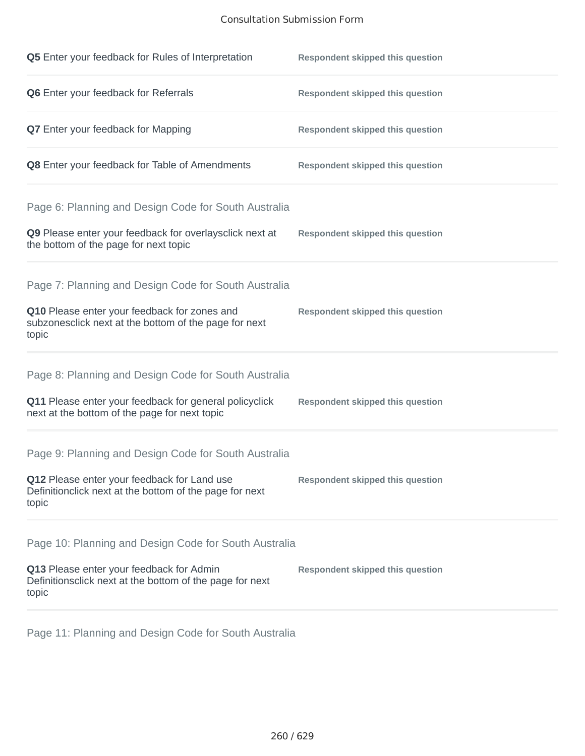**Q5** Enter your feedback for Rules of Interpretation — **Respondent skipped this question**

**Q6** Enter your feedback for Referrals — **Respondent skipped this question**

**Q7** Enter your feedback for Mapping — **Respondent skipped this question**

**Q8** Enter your feedback for Table of Amendments — **Respondent skipped this question**

## Page 6: Planning and Design Code for South Australia

**Q9** Please enter your feedback for overlaysclick next at the bottom of the page for next topic — **Respondent skipped this question**

## Page 7: Planning and Design Code for South Australia

**Q10** Please enter your feedback for zones and subzonesclick next at the bottom of the page for next topic — **Respondent skipped this question**

## Page 8: Planning and Design Code for South Australia

**Q11** Please enter your feedback for general policyclick next at the bottom of the page for next topic — **Respondent skipped this question**

## Page 9: Planning and Design Code for South Australia

**Q12** Please enter your feedback for Land use Definitionclick next at the bottom of the page for next topic — **Respondent skipped this question**

## Page 10: Planning and Design Code for South Australia

**Q13** Please enter your feedback for Admin Definitionsclick next at the bottom of the page for next topic — **Respondent skipped this question**

## Page 11: Planning and Design Code for South Australia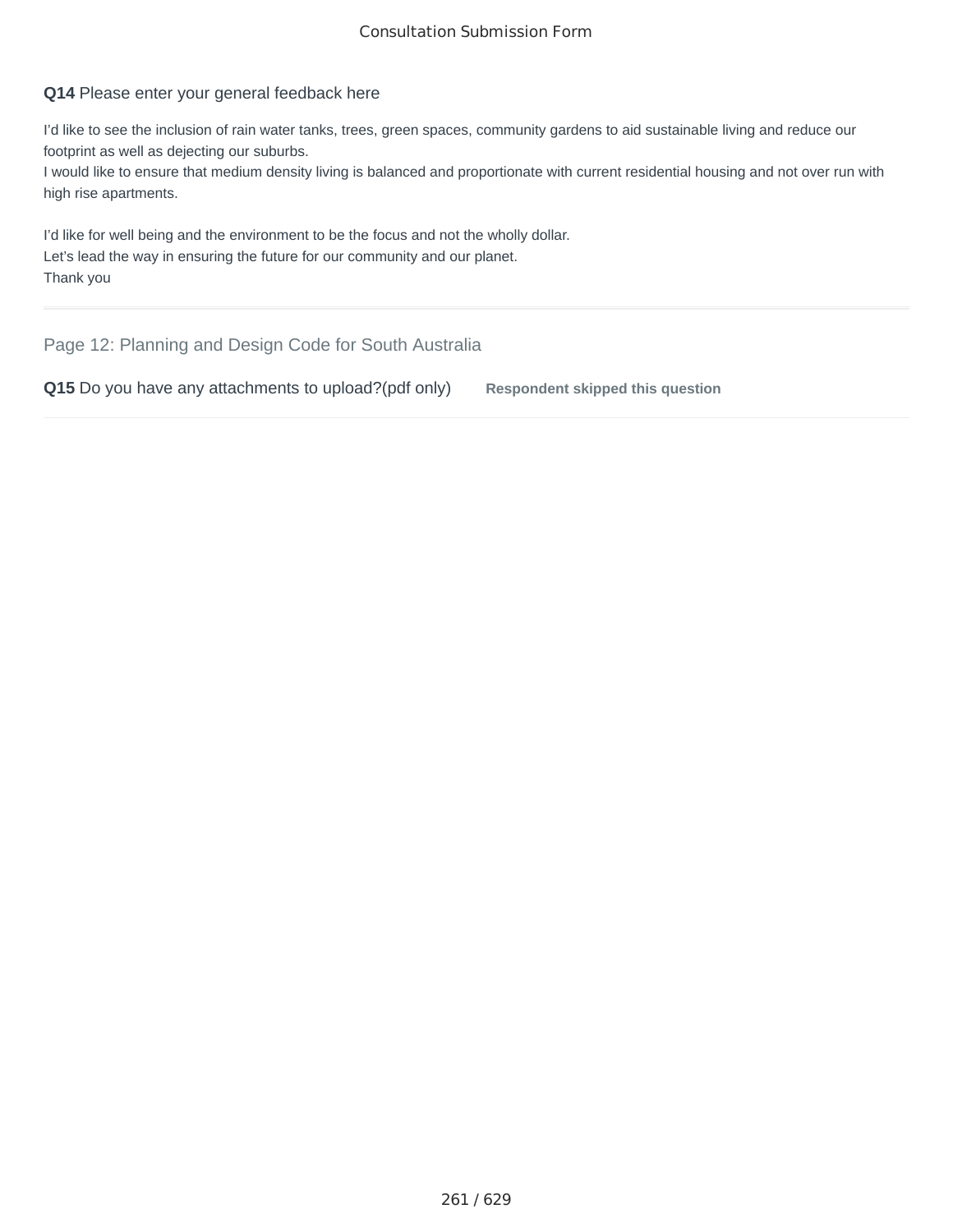**Q14** Please enter your general feedback here

I'd like to see the inclusion of rain water tanks, trees, green spaces, community gardens to aid sustainable living and reduce our footprint as well as dejecting our suburbs.
I would like to ensure that medium density living is balanced and proportionate with current residential housing and not over run with high rise apartments.

I'd like for well being and the environment to be the focus and not the wholly dollar.
Let's lead the way in ensuring the future for our community and our planet.
Thank you

## Page 12: Planning and Design Code for South Australia

**Q15** Do you have any attachments to upload?(pdf only) **Respondent skipped this question**